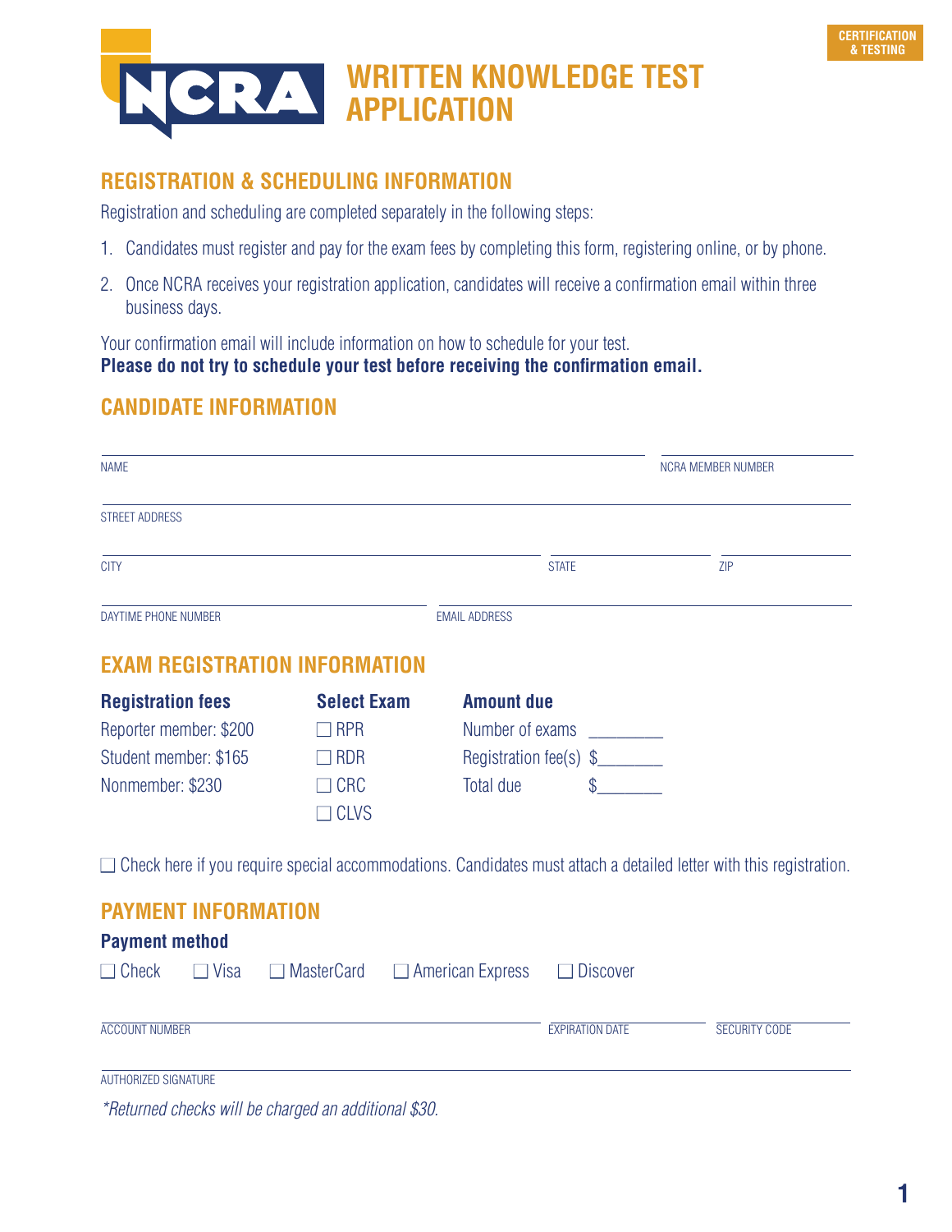CERTIFICATION & TESTING

# NCRA WRITTEN KNOWLEDGE TEST APPLICATION

## REGISTRATION & SCHEDULING INFORMATION

Registration and scheduling are completed separately in the following steps:

1. Candidates must register and pay for the exam fees by completing this form, registering online, or by phone.
2. Once NCRA receives your registration application, candidates will receive a confirmation email within three business days.

Your confirmation email will include information on how to schedule for your test.
**Please do not try to schedule your test before receiving the confirmation email.**

## CANDIDATE INFORMATION

NAME ______________________ NCRA MEMBER NUMBER ______________

STREET ADDRESS ______________________

CITY ______________ STATE ______ ZIP ______

DAYTIME PHONE NUMBER ______________ EMAIL ADDRESS ______________

## EXAM REGISTRATION INFORMATION

| **Registration fees** | **Select Exam** | **Amount due** | |
|---|---|---|---|
| Reporter member: $200 | ☐ RPR | Number of exams | ________ |
| Student member: $165 | ☐ RDR | Registration fee(s) | $_______ |
| Nonmember: $230 | ☐ CRC | Total due | $_______ |
| | ☐ CLVS | | |

☐ Check here if you require special accommodations. Candidates must attach a detailed letter with this registration.

## PAYMENT INFORMATION

**Payment method**

☐ Check ☐ Visa ☐ MasterCard ☐ American Express ☐ Discover

ACCOUNT NUMBER ______________ EXPIRATION DATE ______ SECURITY CODE ______

AUTHORIZED SIGNATURE ______________________

*\*Returned checks will be charged an additional $30.*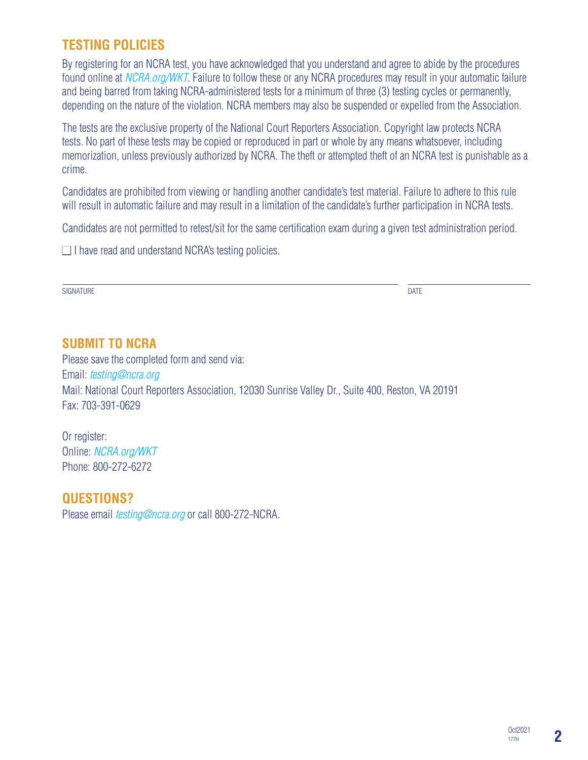## TESTING POLICIES

By registering for an NCRA test, you have acknowledged that you understand and agree to abide by the procedures found online at *NCRA.org/WKT*. Failure to follow these or any NCRA procedures may result in your automatic failure and being barred from taking NCRA-administered tests for a minimum of three (3) testing cycles or permanently, depending on the nature of the violation. NCRA members may also be suspended or expelled from the Association.

The tests are the exclusive property of the National Court Reporters Association. Copyright law protects NCRA tests. No part of these tests may be copied or reproduced in part or whole by any means whatsoever, including memorization, unless previously authorized by NCRA. The theft or attempted theft of an NCRA test is punishable as a crime.

Candidates are prohibited from viewing or handling another candidate's test material. Failure to adhere to this rule will result in automatic failure and may result in a limitation of the candidate's further participation in NCRA tests.

Candidates are not permitted to retest/sit for the same certification exam during a given test administration period.

☐ I have read and understand NCRA's testing policies.

SIGNATURE ______________________ DATE ____________

## SUBMIT TO NCRA

Please save the completed form and send via:
Email: *testing@ncra.org*
Mail: National Court Reporters Association, 12030 Sunrise Valley Dr., Suite 400, Reston, VA 20191
Fax: 703-391-0629

Or register:
Online: *NCRA.org/WKT*
Phone: 800-272-6272

## QUESTIONS?

Please email *testing@ncra.org* or call 800-272-NCRA.

Oct2021
177H